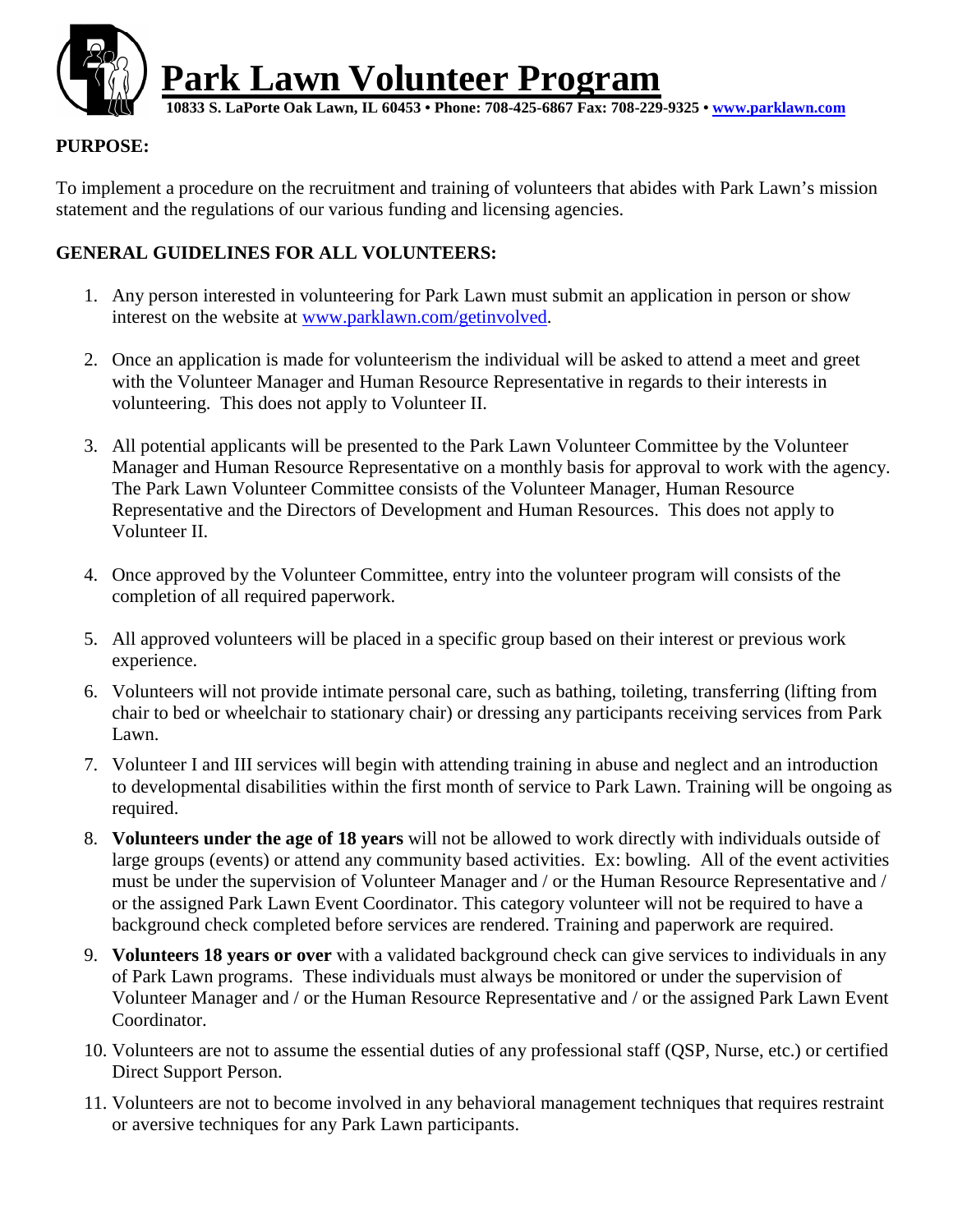# Park Lawn Volunteer Program

**10833 S. LaPorte Oak Lawn, IL 60453 • Phone: 708-425-6867 Fax: 708-229-9325 • www.parklawn.com**

**PURPOSE:**

To implement a procedure on the recruitment and training of volunteers that abides with Park Lawn's mission statement and the regulations of our various funding and licensing agencies.

**GENERAL GUIDELINES FOR ALL VOLUNTEERS:**

1. Any person interested in volunteering for Park Lawn must submit an application in person or show interest on the website at www.parklawn.com/getinvolved.
2. Once an application is made for volunteerism the individual will be asked to attend a meet and greet with the Volunteer Manager and Human Resource Representative in regards to their interests in volunteering. This does not apply to Volunteer II.
3. All potential applicants will be presented to the Park Lawn Volunteer Committee by the Volunteer Manager and Human Resource Representative on a monthly basis for approval to work with the agency. The Park Lawn Volunteer Committee consists of the Volunteer Manager, Human Resource Representative and the Directors of Development and Human Resources. This does not apply to Volunteer II.
4. Once approved by the Volunteer Committee, entry into the volunteer program will consists of the completion of all required paperwork.
5. All approved volunteers will be placed in a specific group based on their interest or previous work experience.
6. Volunteers will not provide intimate personal care, such as bathing, toileting, transferring (lifting from chair to bed or wheelchair to stationary chair) or dressing any participants receiving services from Park Lawn.
7. Volunteer I and III services will begin with attending training in abuse and neglect and an introduction to developmental disabilities within the first month of service to Park Lawn. Training will be ongoing as required.
8. **Volunteers under the age of 18 years** will not be allowed to work directly with individuals outside of large groups (events) or attend any community based activities. Ex: bowling. All of the event activities must be under the supervision of Volunteer Manager and / or the Human Resource Representative and / or the assigned Park Lawn Event Coordinator. This category volunteer will not be required to have a background check completed before services are rendered. Training and paperwork are required.
9. **Volunteers 18 years or over** with a validated background check can give services to individuals in any of Park Lawn programs. These individuals must always be monitored or under the supervision of Volunteer Manager and / or the Human Resource Representative and / or the assigned Park Lawn Event Coordinator.
10. Volunteers are not to assume the essential duties of any professional staff (QSP, Nurse, etc.) or certified Direct Support Person.
11. Volunteers are not to become involved in any behavioral management techniques that requires restraint or aversive techniques for any Park Lawn participants.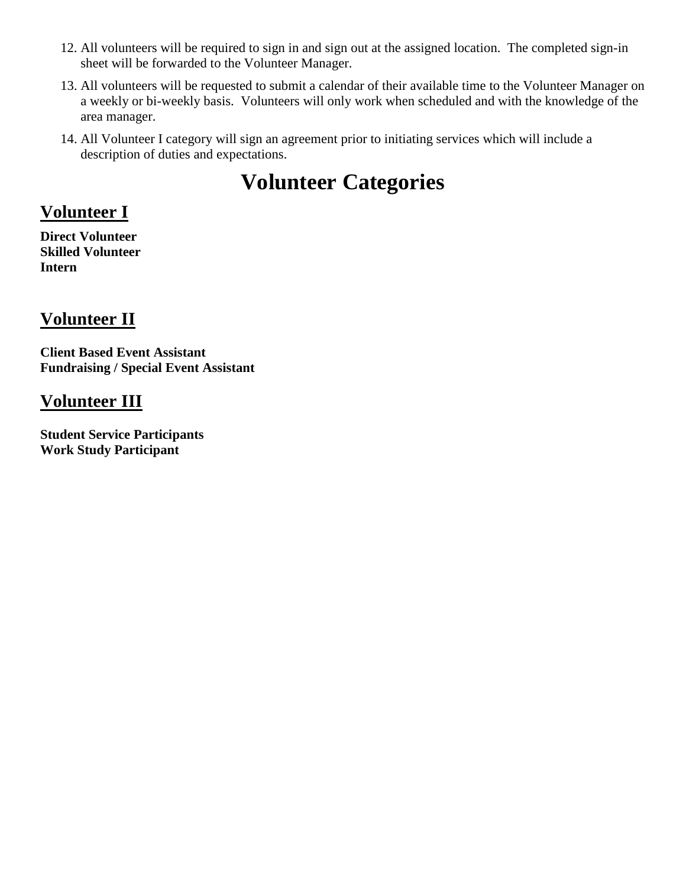12. All volunteers will be required to sign in and sign out at the assigned location. The completed sign-in sheet will be forwarded to the Volunteer Manager.
13. All volunteers will be requested to submit a calendar of their available time to the Volunteer Manager on a weekly or bi-weekly basis. Volunteers will only work when scheduled and with the knowledge of the area manager.
14. All Volunteer I category will sign an agreement prior to initiating services which will include a description of duties and expectations.

# Volunteer Categories

## Volunteer I

**Direct Volunteer**
**Skilled Volunteer**
**Intern**

## Volunteer II

**Client Based Event Assistant**
**Fundraising / Special Event Assistant**

## Volunteer III

**Student Service Participants**
**Work Study Participant**